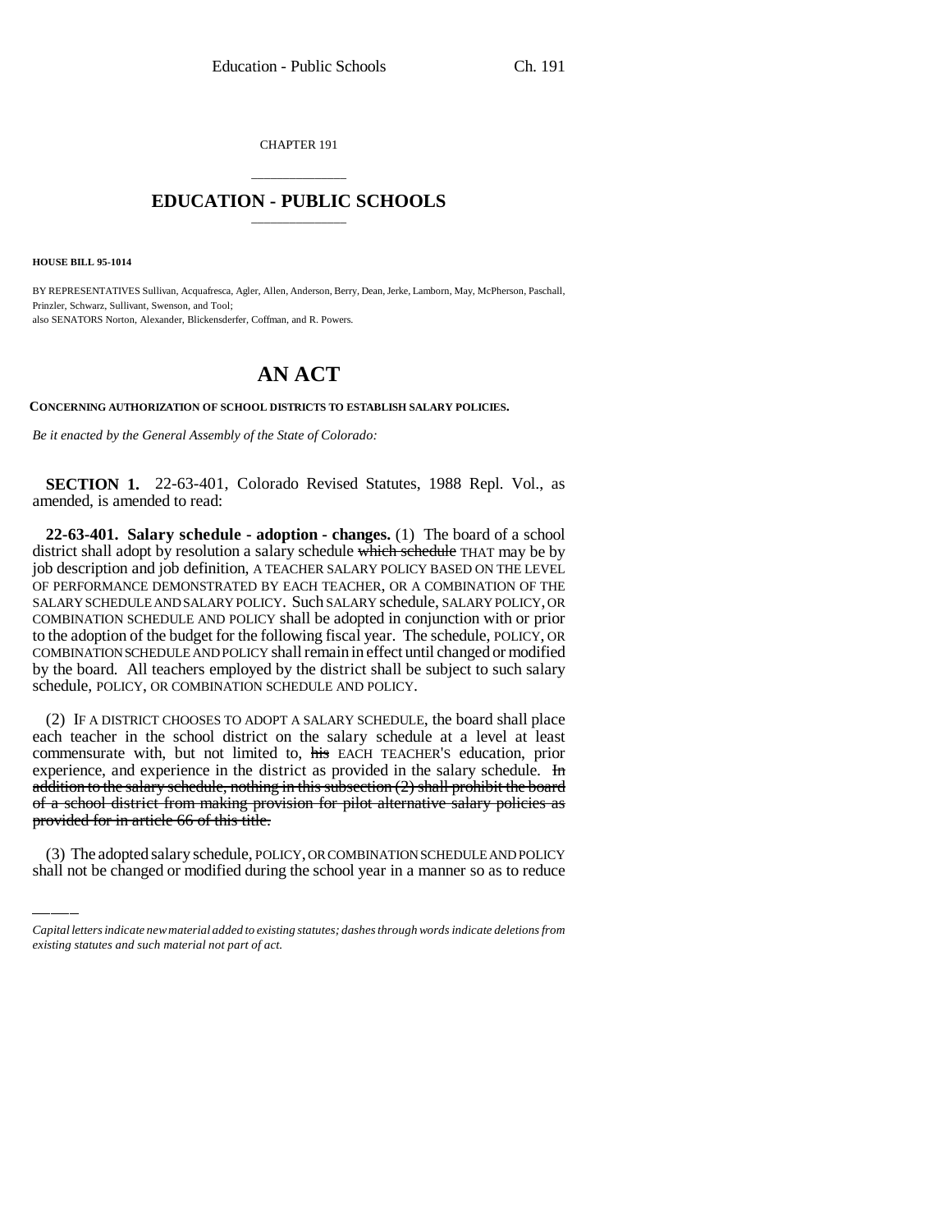CHAPTER 191

# EDUCATION - PUBLIC SCHOOLS

**HOUSE BILL 95-1014**

BY REPRESENTATIVES Sullivan, Acquafresca, Agler, Allen, Anderson, Berry, Dean, Jerke, Lamborn, May, McPherson, Paschall, Prinzler, Schwarz, Sullivant, Swenson, and Tool;
also SENATORS Norton, Alexander, Blickensderfer, Coffman, and R. Powers.

# AN ACT

**CONCERNING AUTHORIZATION OF SCHOOL DISTRICTS TO ESTABLISH SALARY POLICIES.**

*Be it enacted by the General Assembly of the State of Colorado:*

**SECTION 1.** 22-63-401, Colorado Revised Statutes, 1988 Repl. Vol., as amended, is amended to read:

**22-63-401. Salary schedule - adoption - changes.** (1) The board of a school district shall adopt by resolution a salary schedule ~~which schedule~~ THAT may be by job description and job definition, A TEACHER SALARY POLICY BASED ON THE LEVEL OF PERFORMANCE DEMONSTRATED BY EACH TEACHER, OR A COMBINATION OF THE SALARY SCHEDULE AND SALARY POLICY. Such SALARY schedule, SALARY POLICY, OR COMBINATION SCHEDULE AND POLICY shall be adopted in conjunction with or prior to the adoption of the budget for the following fiscal year. The schedule, POLICY, OR COMBINATION SCHEDULE AND POLICY shall remain in effect until changed or modified by the board. All teachers employed by the district shall be subject to such salary schedule, POLICY, OR COMBINATION SCHEDULE AND POLICY.

(2) IF A DISTRICT CHOOSES TO ADOPT A SALARY SCHEDULE, the board shall place each teacher in the school district on the salary schedule at a level at least commensurate with, but not limited to, ~~his~~ EACH TEACHER'S education, prior experience, and experience in the district as provided in the salary schedule. ~~In addition to the salary schedule, nothing in this subsection (2) shall prohibit the board of a school district from making provision for pilot alternative salary policies as provided for in article 66 of this title.~~

(3) The adopted salary schedule, POLICY, OR COMBINATION SCHEDULE AND POLICY shall not be changed or modified during the school year in a manner so as to reduce

*Capital letters indicate new material added to existing statutes; dashes through words indicate deletions from existing statutes and such material not part of act.*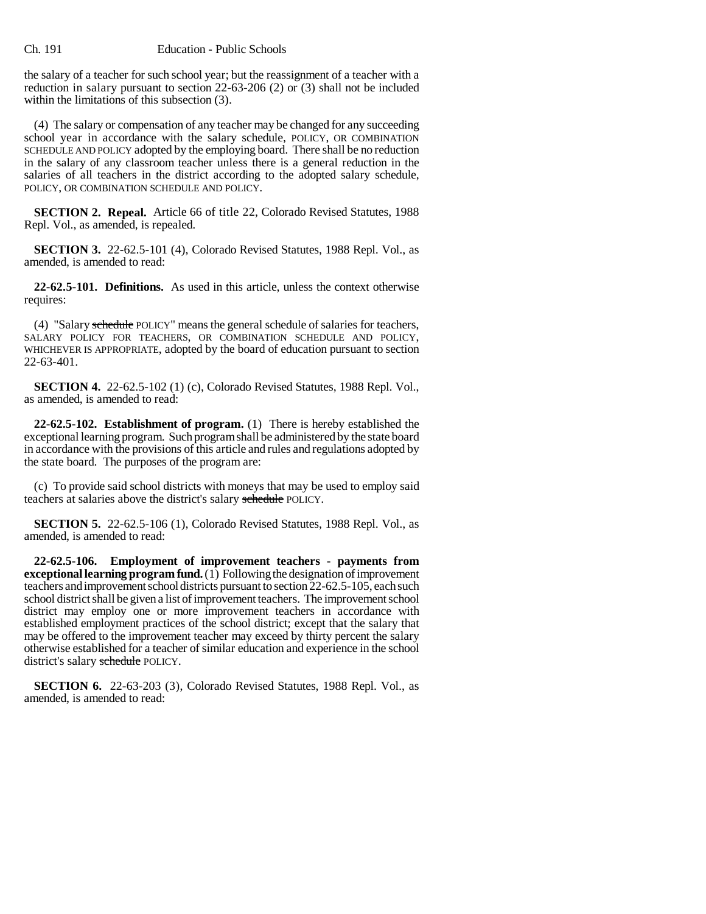the salary of a teacher for such school year; but the reassignment of a teacher with a reduction in salary pursuant to section 22-63-206 (2) or (3) shall not be included within the limitations of this subsection (3).

(4) The salary or compensation of any teacher may be changed for any succeeding school year in accordance with the salary schedule, POLICY, OR COMBINATION SCHEDULE AND POLICY adopted by the employing board. There shall be no reduction in the salary of any classroom teacher unless there is a general reduction in the salaries of all teachers in the district according to the adopted salary schedule, POLICY, OR COMBINATION SCHEDULE AND POLICY.

**SECTION 2. Repeal.** Article 66 of title 22, Colorado Revised Statutes, 1988 Repl. Vol., as amended, is repealed.

**SECTION 3.** 22-62.5-101 (4), Colorado Revised Statutes, 1988 Repl. Vol., as amended, is amended to read:

**22-62.5-101. Definitions.** As used in this article, unless the context otherwise requires:

(4) "Salary ~~schedule~~ POLICY" means the general schedule of salaries for teachers, SALARY POLICY FOR TEACHERS, OR COMBINATION SCHEDULE AND POLICY, WHICHEVER IS APPROPRIATE, adopted by the board of education pursuant to section 22-63-401.

**SECTION 4.** 22-62.5-102 (1) (c), Colorado Revised Statutes, 1988 Repl. Vol., as amended, is amended to read:

**22-62.5-102. Establishment of program.** (1) There is hereby established the exceptional learning program. Such program shall be administered by the state board in accordance with the provisions of this article and rules and regulations adopted by the state board. The purposes of the program are:

(c) To provide said school districts with moneys that may be used to employ said teachers at salaries above the district's salary ~~schedule~~ POLICY.

**SECTION 5.** 22-62.5-106 (1), Colorado Revised Statutes, 1988 Repl. Vol., as amended, is amended to read:

**22-62.5-106. Employment of improvement teachers - payments from exceptional learning program fund.** (1) Following the designation of improvement teachers and improvement school districts pursuant to section 22-62.5-105, each such school district shall be given a list of improvement teachers. The improvement school district may employ one or more improvement teachers in accordance with established employment practices of the school district; except that the salary that may be offered to the improvement teacher may exceed by thirty percent the salary otherwise established for a teacher of similar education and experience in the school district's salary ~~schedule~~ POLICY.

**SECTION 6.** 22-63-203 (3), Colorado Revised Statutes, 1988 Repl. Vol., as amended, is amended to read: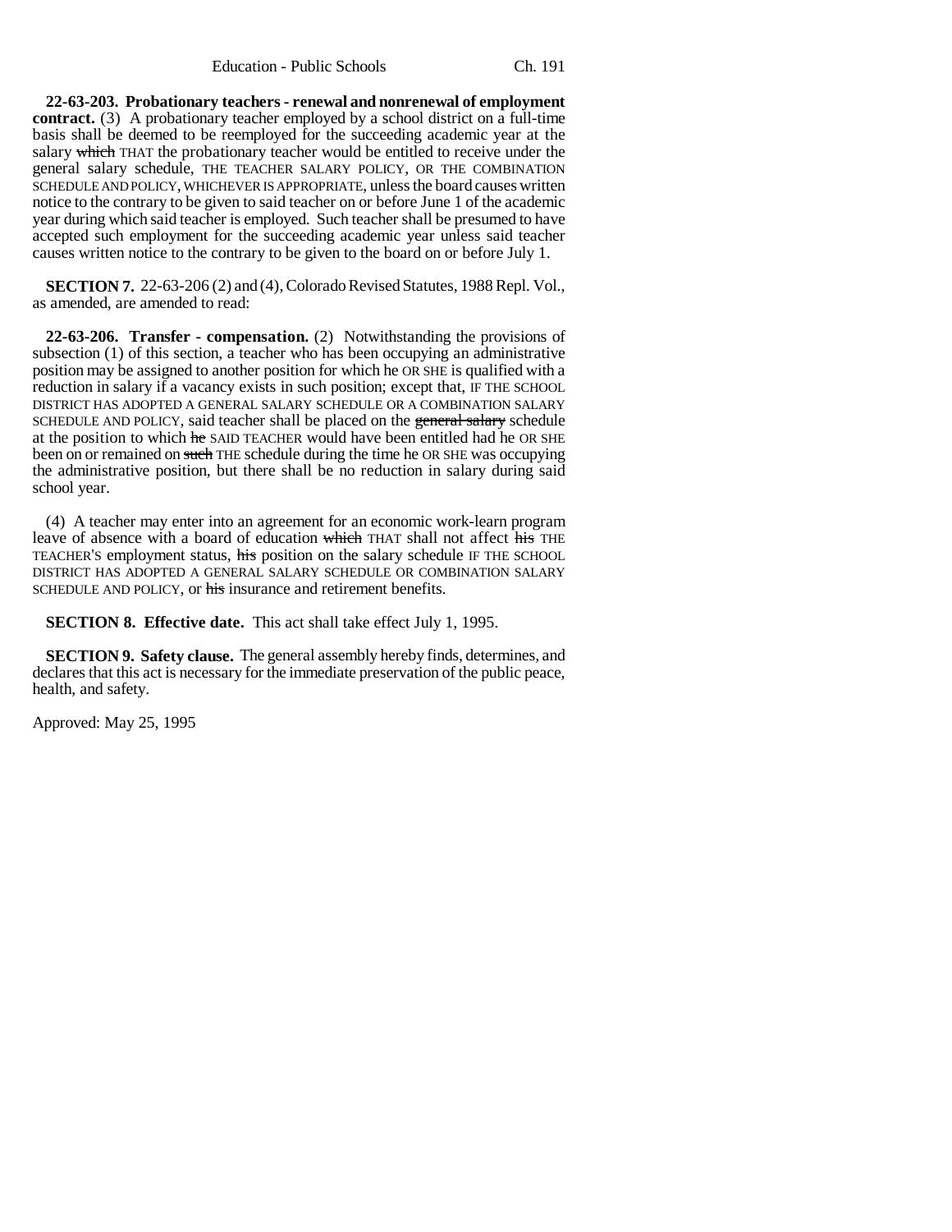**22-63-203. Probationary teachers - renewal and nonrenewal of employment contract.** (3) A probationary teacher employed by a school district on a full-time basis shall be deemed to be reemployed for the succeeding academic year at the salary ~~which~~ THAT the probationary teacher would be entitled to receive under the general salary schedule, THE TEACHER SALARY POLICY, OR THE COMBINATION SCHEDULE AND POLICY, WHICHEVER IS APPROPRIATE, unless the board causes written notice to the contrary to be given to said teacher on or before June 1 of the academic year during which said teacher is employed. Such teacher shall be presumed to have accepted such employment for the succeeding academic year unless said teacher causes written notice to the contrary to be given to the board on or before July 1.

**SECTION 7.** 22-63-206 (2) and (4), Colorado Revised Statutes, 1988 Repl. Vol., as amended, are amended to read:

**22-63-206. Transfer - compensation.** (2) Notwithstanding the provisions of subsection (1) of this section, a teacher who has been occupying an administrative position may be assigned to another position for which he OR SHE is qualified with a reduction in salary if a vacancy exists in such position; except that, IF THE SCHOOL DISTRICT HAS ADOPTED A GENERAL SALARY SCHEDULE OR A COMBINATION SALARY SCHEDULE AND POLICY, said teacher shall be placed on the ~~general salary~~ schedule at the position to which ~~he~~ SAID TEACHER would have been entitled had he OR SHE been on or remained on ~~such~~ THE schedule during the time he OR SHE was occupying the administrative position, but there shall be no reduction in salary during said school year.

(4) A teacher may enter into an agreement for an economic work-learn program leave of absence with a board of education ~~which~~ THAT shall not affect ~~his~~ THE TEACHER'S employment status, ~~his~~ position on the salary schedule IF THE SCHOOL DISTRICT HAS ADOPTED A GENERAL SALARY SCHEDULE OR COMBINATION SALARY SCHEDULE AND POLICY, or ~~his~~ insurance and retirement benefits.

**SECTION 8. Effective date.** This act shall take effect July 1, 1995.

**SECTION 9. Safety clause.** The general assembly hereby finds, determines, and declares that this act is necessary for the immediate preservation of the public peace, health, and safety.

Approved: May 25, 1995